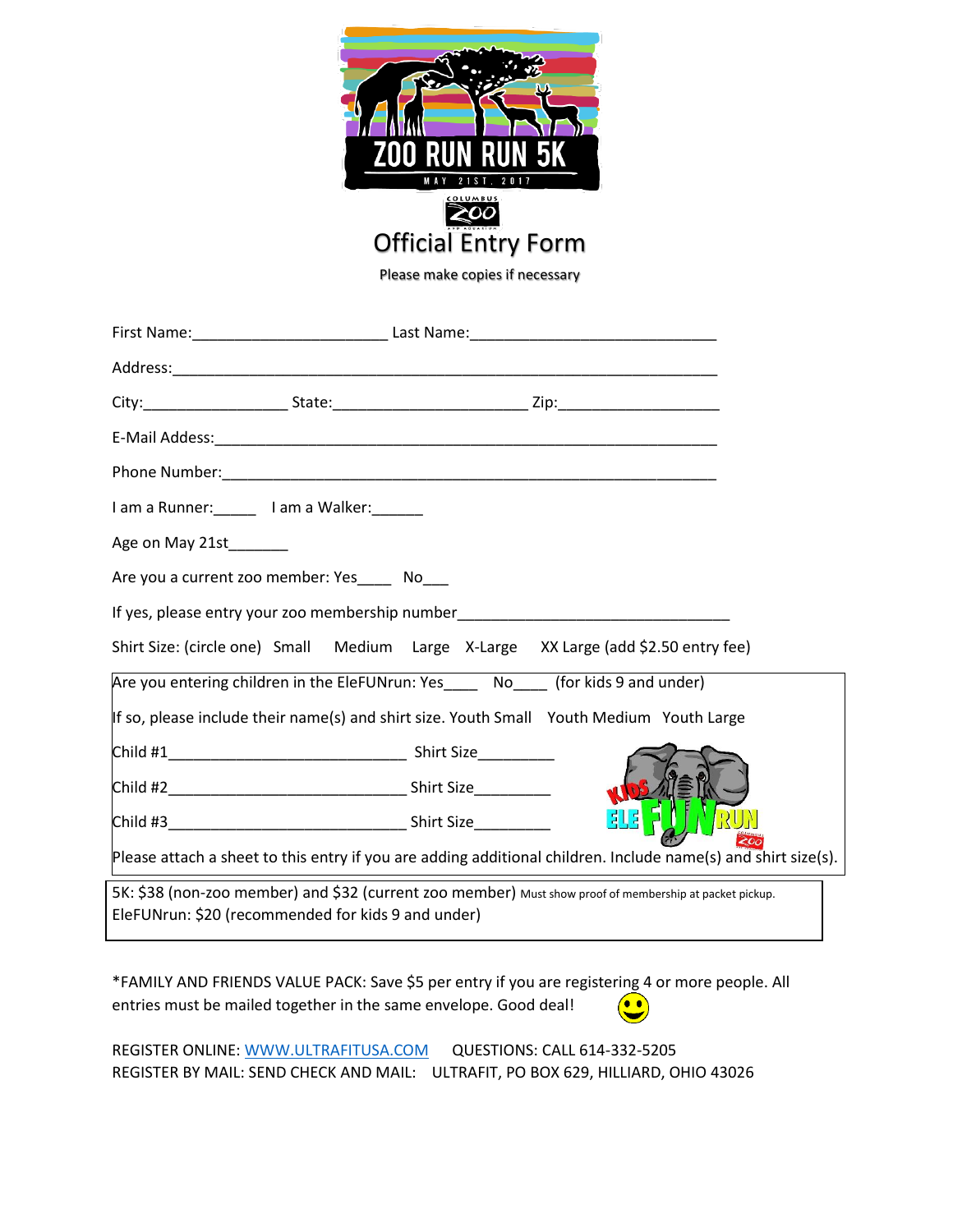ZOO RUN RUN 5K

MAY 21ST, 2017

COLUMBUS ZOO AND AQUARIUM

# Official Entry Form

Please make copies if necessary

First Name:______________________ Last Name:____________________________

Address:______________________________________________________________

City:________________ State:______________________ Zip:__________________

E-Mail Addess:_________________________________________________________

Phone Number:_________________________________________________________

I am a Runner:_____ I am a Walker:______

Age on May 21st_______

Are you a current zoo member: Yes____ No___

If yes, please entry your zoo membership number______________________________

Shirt Size: (circle one) Small Medium Large X-Large XX Large (add $2.50 entry fee)

Are you entering children in the EleFUNrun: Yes____ No____ (for kids 9 and under)

If so, please include their name(s) and shirt size. Youth Small Youth Medium Youth Large

Child #1___________________________ Shirt Size_________

Child #2___________________________ Shirt Size_________

Child #3___________________________ Shirt Size_________

KIDS ELE FUN RUN

Please attach a sheet to this entry if you are adding additional children. Include name(s) and shirt size(s).

5K: $38 (non-zoo member) and $32 (current zoo member) Must show proof of membership at packet pickup.
EleFUNrun: $20 (recommended for kids 9 and under)

*FAMILY AND FRIENDS VALUE PACK: Save $5 per entry if you are registering 4 or more people. All entries must be mailed together in the same envelope. Good deal! 😊

REGISTER ONLINE: [WWW.ULTRAFITUSA.COM](http://WWW.ULTRAFITUSA.COM) QUESTIONS: CALL 614-332-5205
REGISTER BY MAIL: SEND CHECK AND MAIL: ULTRAFIT, PO BOX 629, HILLIARD, OHIO 43026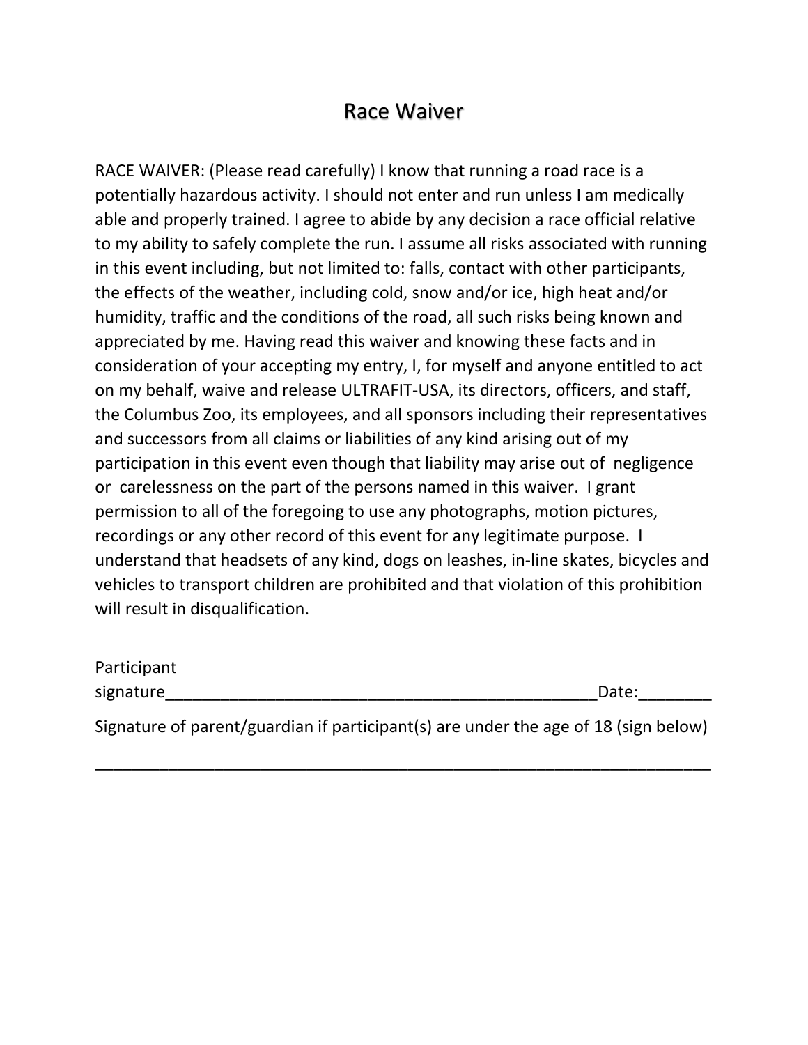# Race Waiver

RACE WAIVER: (Please read carefully) I know that running a road race is a potentially hazardous activity. I should not enter and run unless I am medically able and properly trained. I agree to abide by any decision a race official relative to my ability to safely complete the run. I assume all risks associated with running in this event including, but not limited to: falls, contact with other participants, the effects of the weather, including cold, snow and/or ice, high heat and/or humidity, traffic and the conditions of the road, all such risks being known and appreciated by me. Having read this waiver and knowing these facts and in consideration of your accepting my entry, I, for myself and anyone entitled to act on my behalf, waive and release ULTRAFIT-USA, its directors, officers, and staff, the Columbus Zoo, its employees, and all sponsors including their representatives and successors from all claims or liabilities of any kind arising out of my participation in this event even though that liability may arise out of negligence or carelessness on the part of the persons named in this waiver. I grant permission to all of the foregoing to use any photographs, motion pictures, recordings or any other record of this event for any legitimate purpose. I understand that headsets of any kind, dogs on leashes, in-line skates, bicycles and vehicles to transport children are prohibited and that violation of this prohibition will result in disqualification.

Participant signature_________________________________________________Date:________

Signature of parent/guardian if participant(s) are under the age of 18 (sign below)

______________________________________________________________________